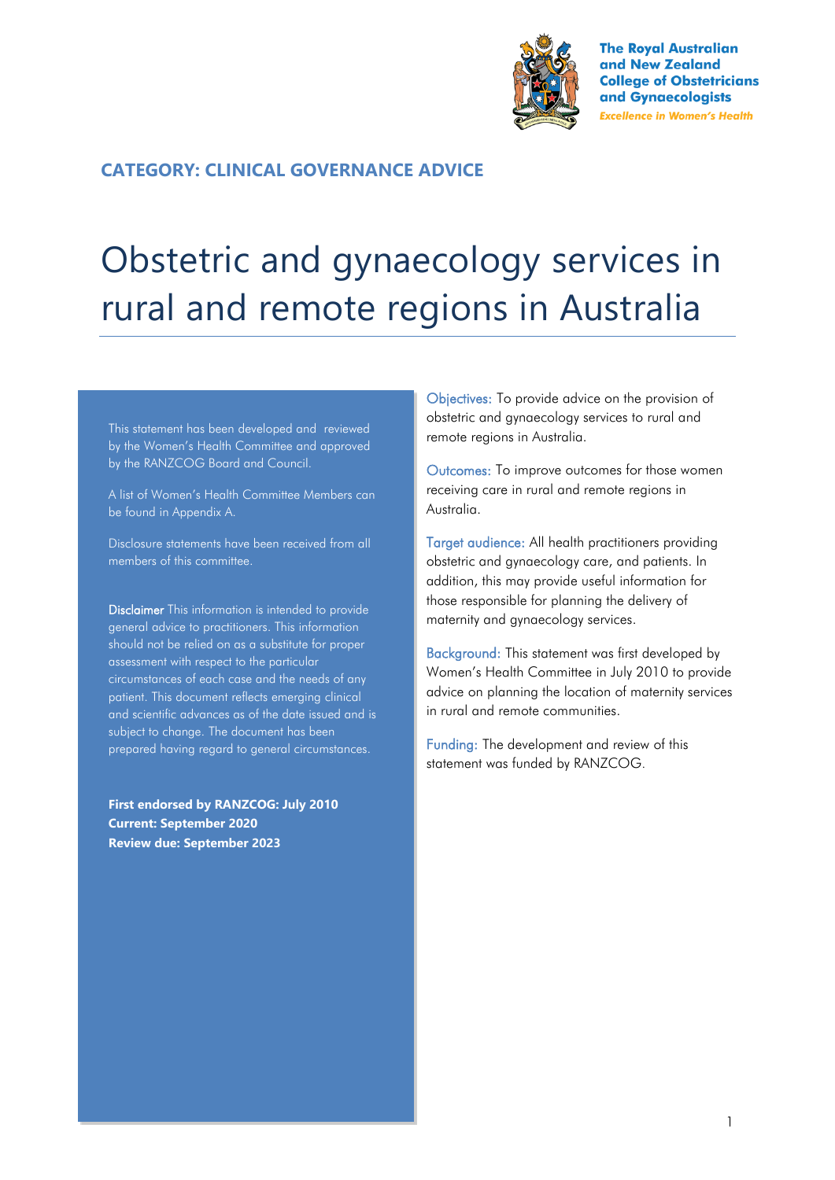The Royal Australian and New Zealand College of Obstetricians and Gynaecologists

*Excellence in Women's Health*

**CATEGORY: CLINICAL GOVERNANCE ADVICE**

# Obstetric and gynaecology services in rural and remote regions in Australia

This statement has been developed and reviewed by the Women's Health Committee and approved by the RANZCOG Board and Council.

A list of Women's Health Committee Members can be found in Appendix A.

Disclosure statements have been received from all members of this committee.

**Disclaimer** This information is intended to provide general advice to practitioners. This information should not be relied on as a substitute for proper assessment with respect to the particular circumstances of each case and the needs of any patient. This document reflects emerging clinical and scientific advances as of the date issued and is subject to change. The document has been prepared having regard to general circumstances.

**First endorsed by RANZCOG: July 2010**
**Current: September 2020**
**Review due: September 2023**

**Objectives:** To provide advice on the provision of obstetric and gynaecology services to rural and remote regions in Australia.

**Outcomes:** To improve outcomes for those women receiving care in rural and remote regions in Australia.

**Target audience:** All health practitioners providing obstetric and gynaecology care, and patients. In addition, this may provide useful information for those responsible for planning the delivery of maternity and gynaecology services.

**Background:** This statement was first developed by Women's Health Committee in July 2010 to provide advice on planning the location of maternity services in rural and remote communities.

**Funding:** The development and review of this statement was funded by RANZCOG.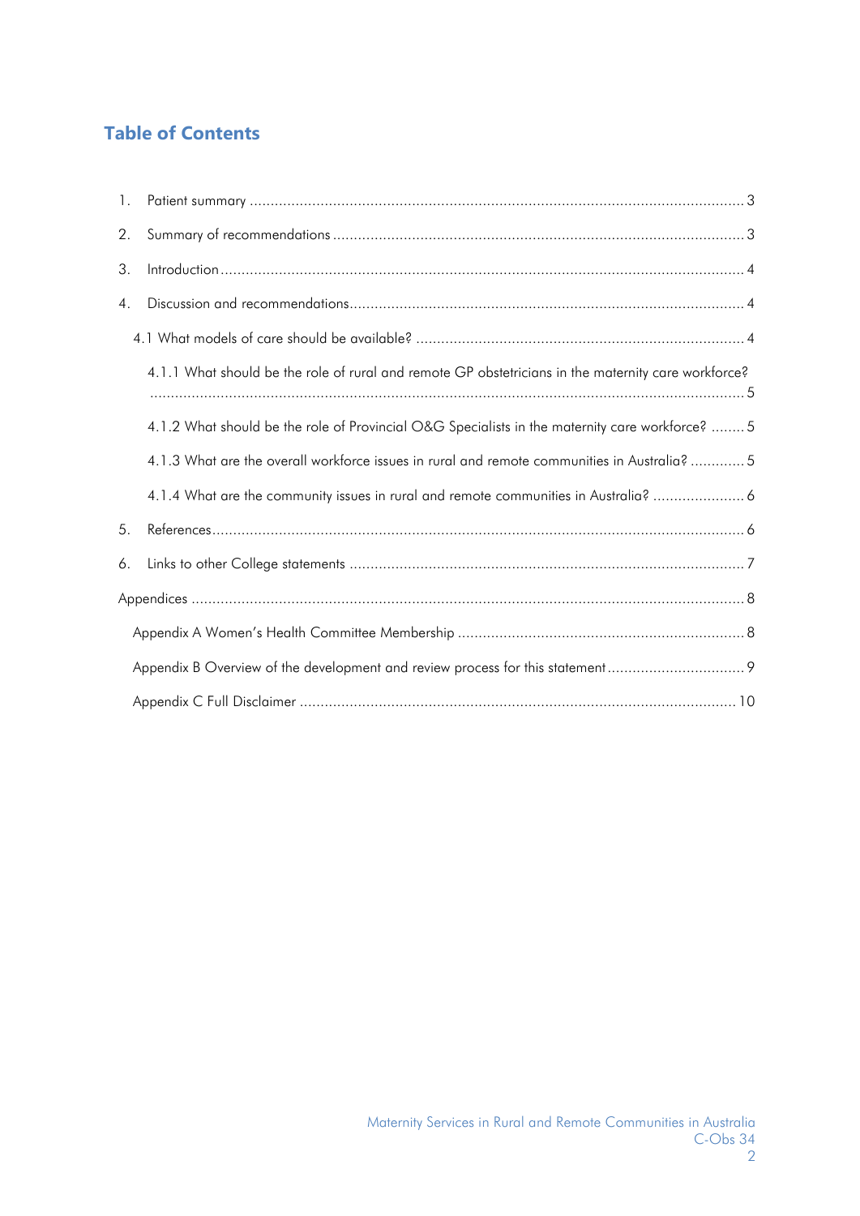## Table of Contents

1. Patient summary ........................................................................................................................ 3
2. Summary of recommendations ................................................................................................. 3
3. Introduction ............................................................................................................................... 4
4. Discussion and recommendations ............................................................................................. 4
   - 4.1 What models of care should be available? ........................................................................... 4
     - 4.1.1 What should be the role of rural and remote GP obstetricians in the maternity care workforce? ........................................................................................................................................... 5
     - 4.1.2 What should be the role of Provincial O&G Specialists in the maternity care workforce? ........ 5
     - 4.1.3 What are the overall workforce issues in rural and remote communities in Australia? ............. 5
     - 4.1.4 What are the community issues in rural and remote communities in Australia? ...................... 6
5. References .................................................................................................................................. 6
6. Links to other College statements ............................................................................................... 7

Appendices ...................................................................................................................................... 8

- Appendix A Women's Health Committee Membership ..................................................................... 8
- Appendix B Overview of the development and review process for this statement ................................. 9
- Appendix C Full Disclaimer ........................................................................................................ 10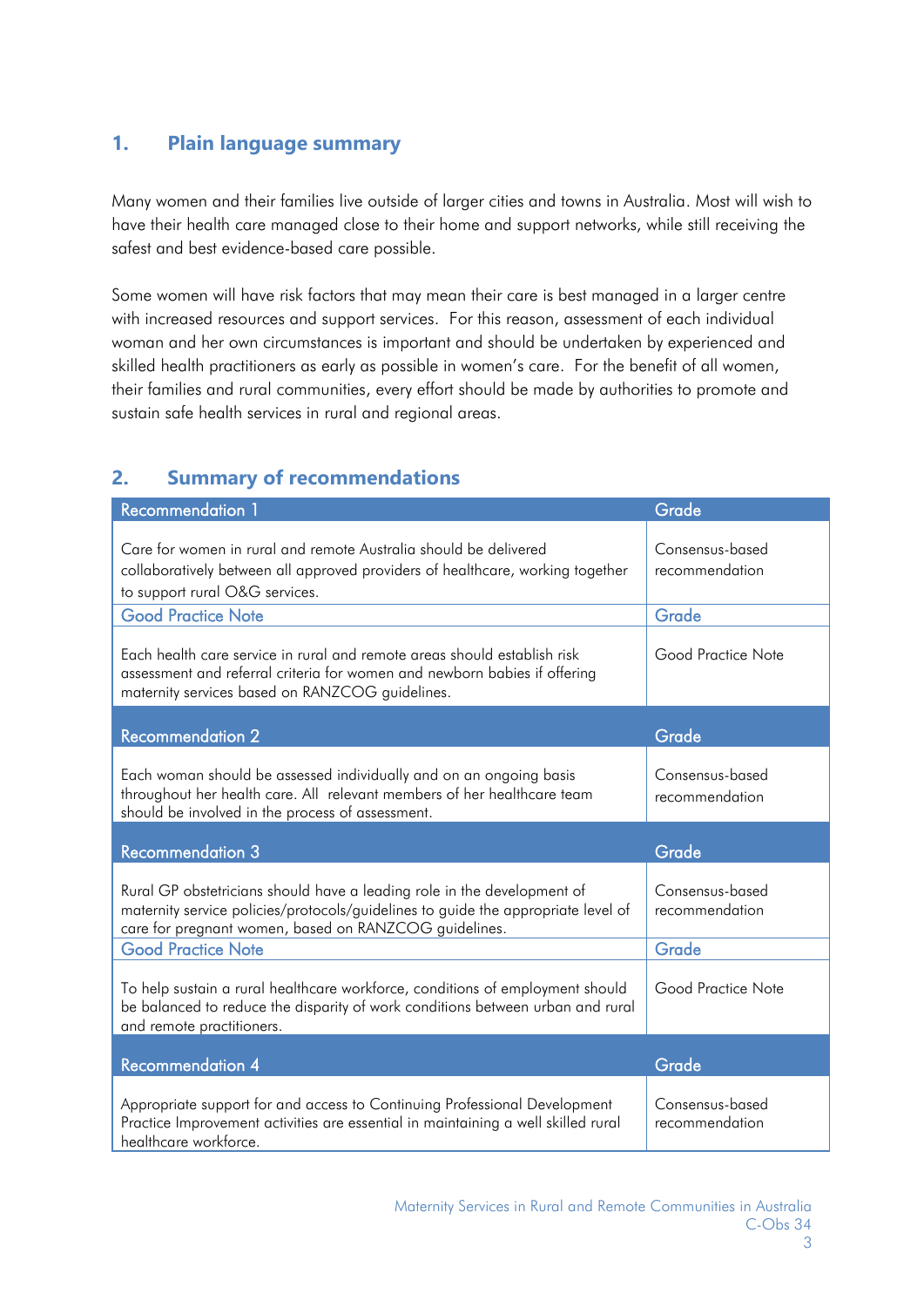## 1. Plain language summary

Many women and their families live outside of larger cities and towns in Australia. Most will wish to have their health care managed close to their home and support networks, while still receiving the safest and best evidence-based care possible.

Some women will have risk factors that may mean their care is best managed in a larger centre with increased resources and support services. For this reason, assessment of each individual woman and her own circumstances is important and should be undertaken by experienced and skilled health practitioners as early as possible in women's care. For the benefit of all women, their families and rural communities, every effort should be made by authorities to promote and sustain safe health services in rural and regional areas.

## 2. Summary of recommendations

| Recommendation 1 | Grade |
|---|---|
| Care for women in rural and remote Australia should be delivered collaboratively between all approved providers of healthcare, working together to support rural O&G services. | Consensus-based recommendation |
| **Good Practice Note** | **Grade** |
| Each health care service in rural and remote areas should establish risk assessment and referral criteria for women and newborn babies if offering maternity services based on RANZCOG guidelines. | Good Practice Note |
| **Recommendation 2** | **Grade** |
| Each woman should be assessed individually and on an ongoing basis throughout her health care. All relevant members of her healthcare team should be involved in the process of assessment. | Consensus-based recommendation |
| **Recommendation 3** | **Grade** |
| Rural GP obstetricians should have a leading role in the development of maternity service policies/protocols/guidelines to guide the appropriate level of care for pregnant women, based on RANZCOG guidelines. | Consensus-based recommendation |
| **Good Practice Note** | **Grade** |
| To help sustain a rural healthcare workforce, conditions of employment should be balanced to reduce the disparity of work conditions between urban and rural and remote practitioners. | Good Practice Note |
| **Recommendation 4** | **Grade** |
| Appropriate support for and access to Continuing Professional Development Practice Improvement activities are essential in maintaining a well skilled rural healthcare workforce. | Consensus-based recommendation |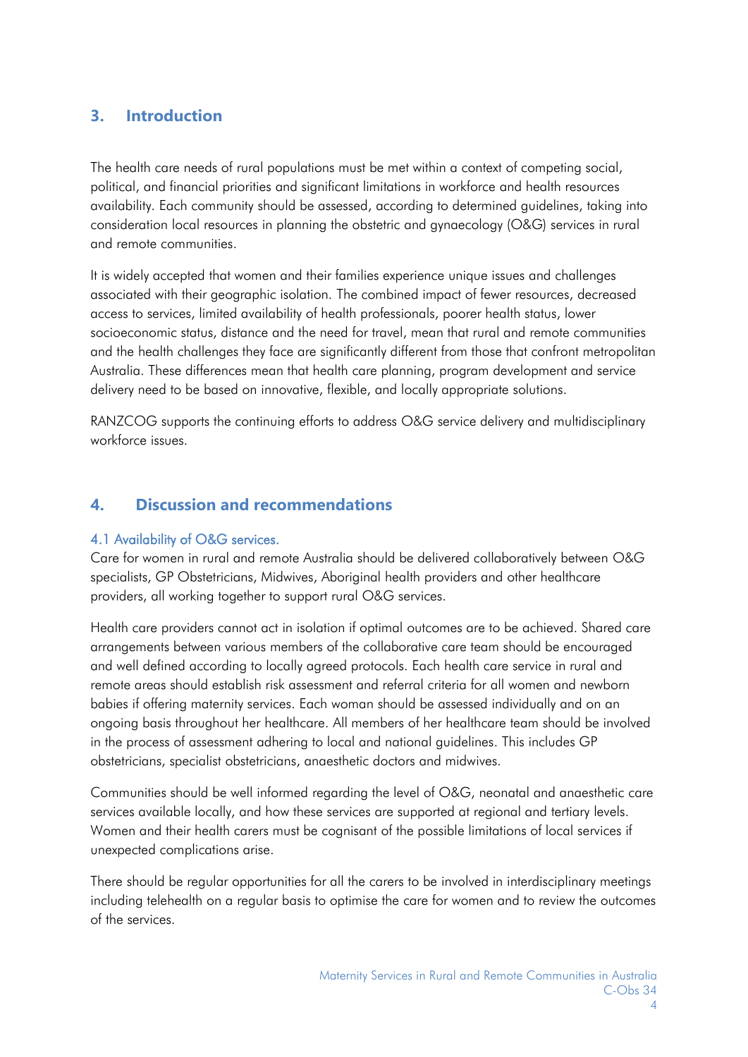## 3. Introduction

The health care needs of rural populations must be met within a context of competing social, political, and financial priorities and significant limitations in workforce and health resources availability. Each community should be assessed, according to determined guidelines, taking into consideration local resources in planning the obstetric and gynaecology (O&G) services in rural and remote communities.

It is widely accepted that women and their families experience unique issues and challenges associated with their geographic isolation. The combined impact of fewer resources, decreased access to services, limited availability of health professionals, poorer health status, lower socioeconomic status, distance and the need for travel, mean that rural and remote communities and the health challenges they face are significantly different from those that confront metropolitan Australia. These differences mean that health care planning, program development and service delivery need to be based on innovative, flexible, and locally appropriate solutions.

RANZCOG supports the continuing efforts to address O&G service delivery and multidisciplinary workforce issues.

## 4. Discussion and recommendations

### 4.1 Availability of O&G services.

Care for women in rural and remote Australia should be delivered collaboratively between O&G specialists, GP Obstetricians, Midwives, Aboriginal health providers and other healthcare providers, all working together to support rural O&G services.

Health care providers cannot act in isolation if optimal outcomes are to be achieved. Shared care arrangements between various members of the collaborative care team should be encouraged and well defined according to locally agreed protocols. Each health care service in rural and remote areas should establish risk assessment and referral criteria for all women and newborn babies if offering maternity services. Each woman should be assessed individually and on an ongoing basis throughout her healthcare. All members of her healthcare team should be involved in the process of assessment adhering to local and national guidelines. This includes GP obstetricians, specialist obstetricians, anaesthetic doctors and midwives.

Communities should be well informed regarding the level of O&G, neonatal and anaesthetic care services available locally, and how these services are supported at regional and tertiary levels. Women and their health carers must be cognisant of the possible limitations of local services if unexpected complications arise.

There should be regular opportunities for all the carers to be involved in interdisciplinary meetings including telehealth on a regular basis to optimise the care for women and to review the outcomes of the services.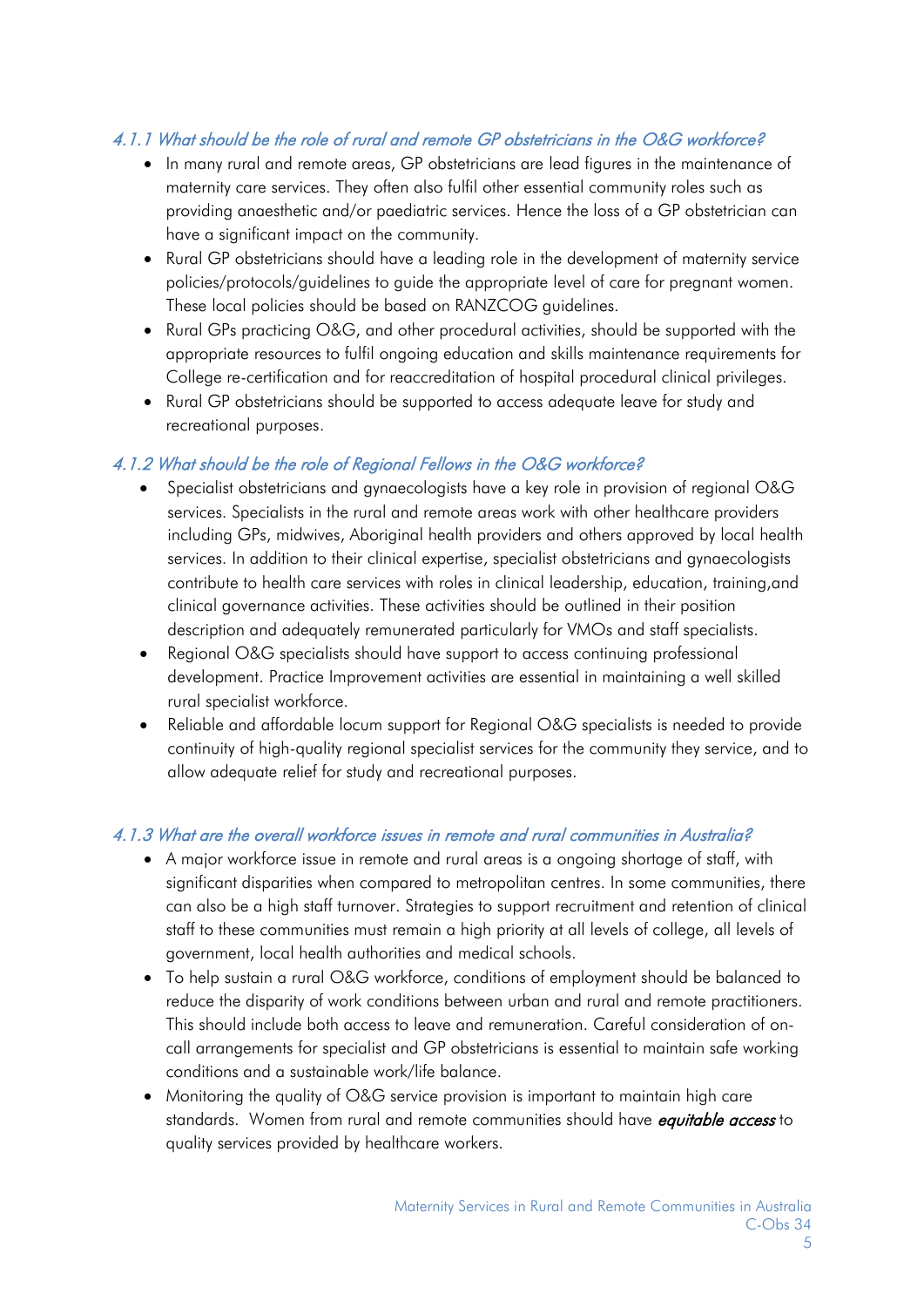### *4.1.1 What should be the role of rural and remote GP obstetricians in the O&G workforce?*

- In many rural and remote areas, GP obstetricians are lead figures in the maintenance of maternity care services. They often also fulfil other essential community roles such as providing anaesthetic and/or paediatric services. Hence the loss of a GP obstetrician can have a significant impact on the community.
- Rural GP obstetricians should have a leading role in the development of maternity service policies/protocols/guidelines to guide the appropriate level of care for pregnant women. These local policies should be based on RANZCOG guidelines.
- Rural GPs practicing O&G, and other procedural activities, should be supported with the appropriate resources to fulfil ongoing education and skills maintenance requirements for College re-certification and for reaccreditation of hospital procedural clinical privileges.
- Rural GP obstetricians should be supported to access adequate leave for study and recreational purposes.

### *4.1.2 What should be the role of Regional Fellows in the O&G workforce?*

- Specialist obstetricians and gynaecologists have a key role in provision of regional O&G services. Specialists in the rural and remote areas work with other healthcare providers including GPs, midwives, Aboriginal health providers and others approved by local health services. In addition to their clinical expertise, specialist obstetricians and gynaecologists contribute to health care services with roles in clinical leadership, education, training,and clinical governance activities. These activities should be outlined in their position description and adequately remunerated particularly for VMOs and staff specialists.
- Regional O&G specialists should have support to access continuing professional development. Practice Improvement activities are essential in maintaining a well skilled rural specialist workforce.
- Reliable and affordable locum support for Regional O&G specialists is needed to provide continuity of high-quality regional specialist services for the community they service, and to allow adequate relief for study and recreational purposes.

### *4.1.3 What are the overall workforce issues in remote and rural communities in Australia?*

- A major workforce issue in remote and rural areas is a ongoing shortage of staff, with significant disparities when compared to metropolitan centres. In some communities, there can also be a high staff turnover. Strategies to support recruitment and retention of clinical staff to these communities must remain a high priority at all levels of college, all levels of government, local health authorities and medical schools.
- To help sustain a rural O&G workforce, conditions of employment should be balanced to reduce the disparity of work conditions between urban and rural and remote practitioners. This should include both access to leave and remuneration. Careful consideration of on-call arrangements for specialist and GP obstetricians is essential to maintain safe working conditions and a sustainable work/life balance.
- Monitoring the quality of O&G service provision is important to maintain high care standards. Women from rural and remote communities should have ***equitable access*** to quality services provided by healthcare workers.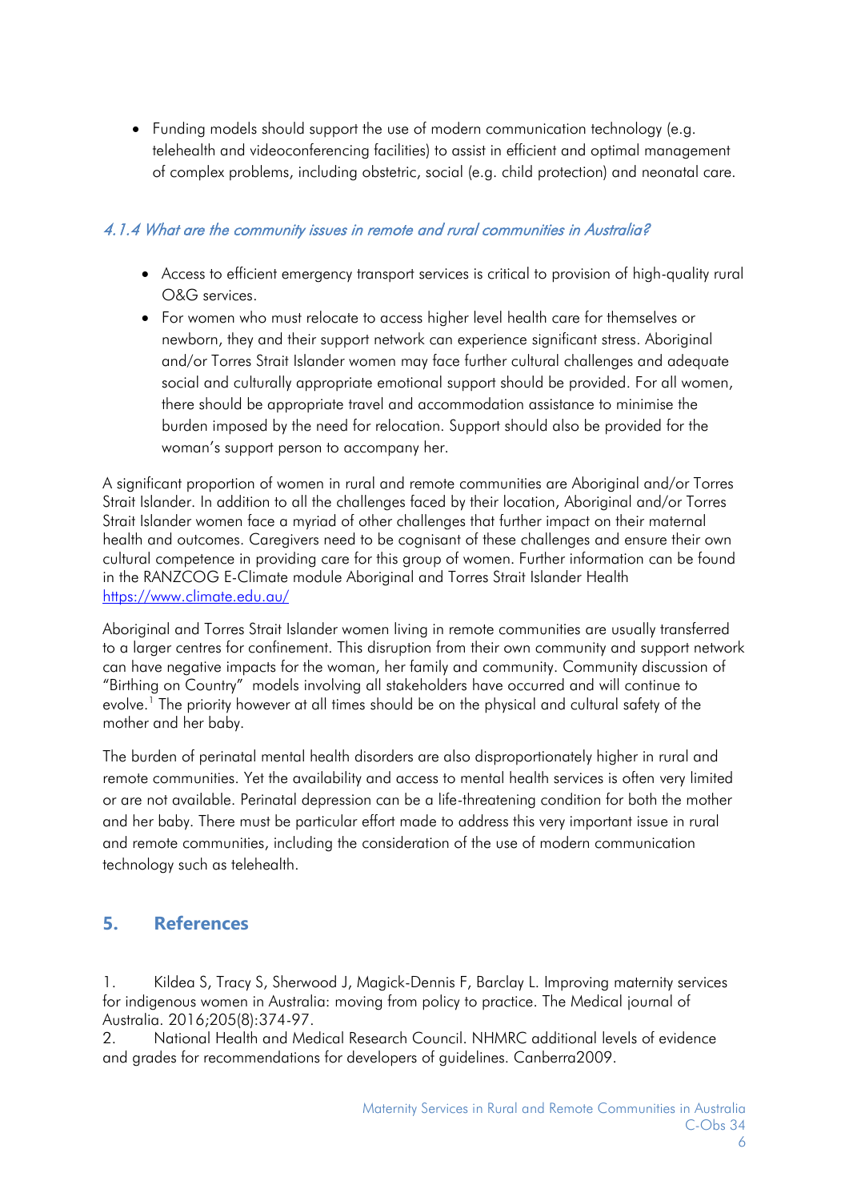- Funding models should support the use of modern communication technology (e.g. telehealth and videoconferencing facilities) to assist in efficient and optimal management of complex problems, including obstetric, social (e.g. child protection) and neonatal care.

### *4.1.4 What are the community issues in remote and rural communities in Australia?*

- Access to efficient emergency transport services is critical to provision of high-quality rural O&G services.
- For women who must relocate to access higher level health care for themselves or newborn, they and their support network can experience significant stress. Aboriginal and/or Torres Strait Islander women may face further cultural challenges and adequate social and culturally appropriate emotional support should be provided. For all women, there should be appropriate travel and accommodation assistance to minimise the burden imposed by the need for relocation. Support should also be provided for the woman's support person to accompany her.

A significant proportion of women in rural and remote communities are Aboriginal and/or Torres Strait Islander. In addition to all the challenges faced by their location, Aboriginal and/or Torres Strait Islander women face a myriad of other challenges that further impact on their maternal health and outcomes. Caregivers need to be cognisant of these challenges and ensure their own cultural competence in providing care for this group of women. Further information can be found in the RANZCOG E-Climate module Aboriginal and Torres Strait Islander Health https://www.climate.edu.au/

Aboriginal and Torres Strait Islander women living in remote communities are usually transferred to a larger centres for confinement. This disruption from their own community and support network can have negative impacts for the woman, her family and community. Community discussion of "Birthing on Country" models involving all stakeholders have occurred and will continue to evolve.[1] The priority however at all times should be on the physical and cultural safety of the mother and her baby.

The burden of perinatal mental health disorders are also disproportionately higher in rural and remote communities. Yet the availability and access to mental health services is often very limited or are not available. Perinatal depression can be a life-threatening condition for both the mother and her baby. There must be particular effort made to address this very important issue in rural and remote communities, including the consideration of the use of modern communication technology such as telehealth.

## 5. References

1. Kildea S, Tracy S, Sherwood J, Magick-Dennis F, Barclay L. Improving maternity services for indigenous women in Australia: moving from policy to practice. The Medical journal of Australia. 2016;205(8):374-97.
2. National Health and Medical Research Council. NHMRC additional levels of evidence and grades for recommendations for developers of guidelines. Canberra2009.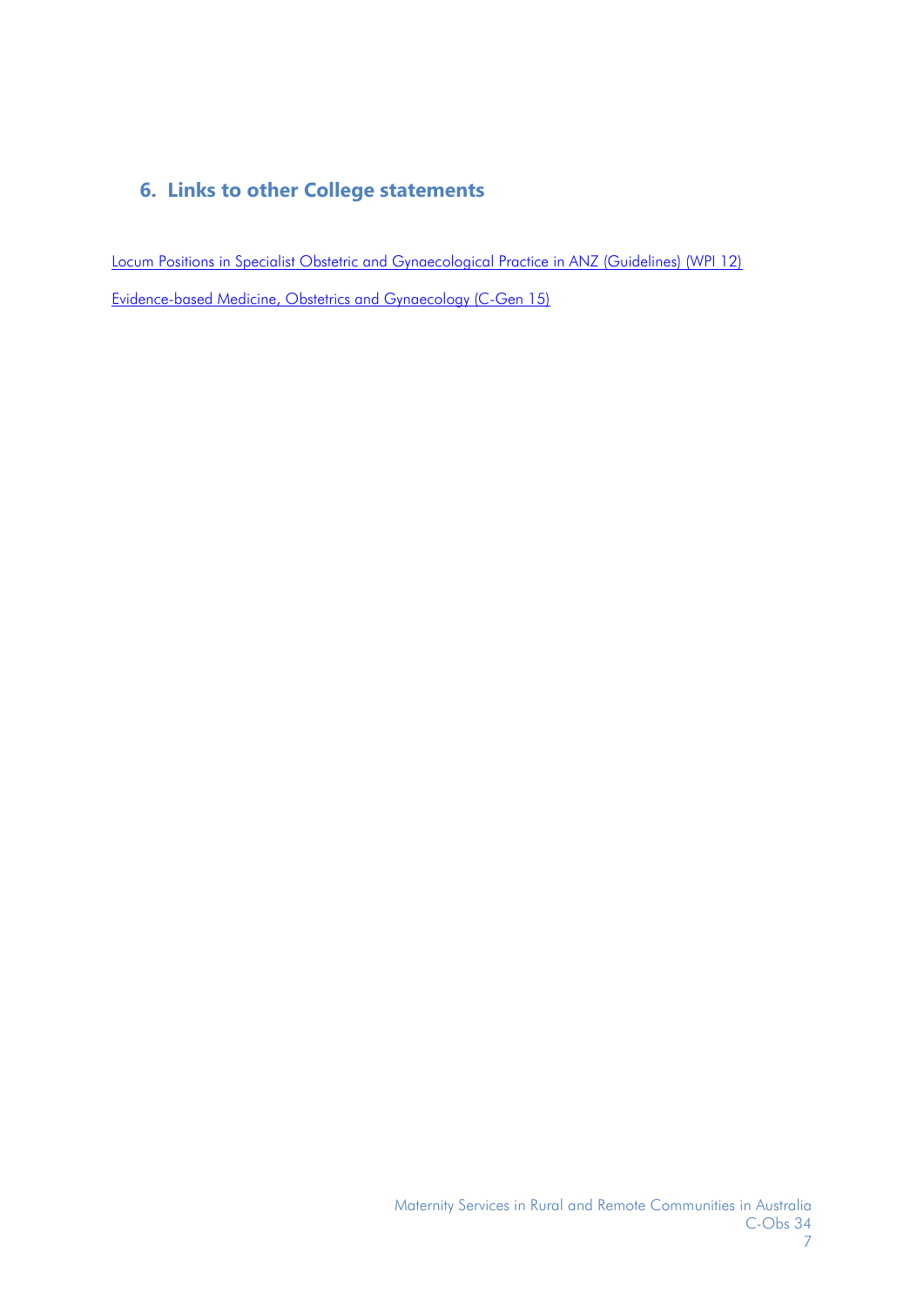## 6. Links to other College statements

Locum Positions in Specialist Obstetric and Gynaecological Practice in ANZ (Guidelines) (WPI 12)

Evidence-based Medicine, Obstetrics and Gynaecology (C-Gen 15)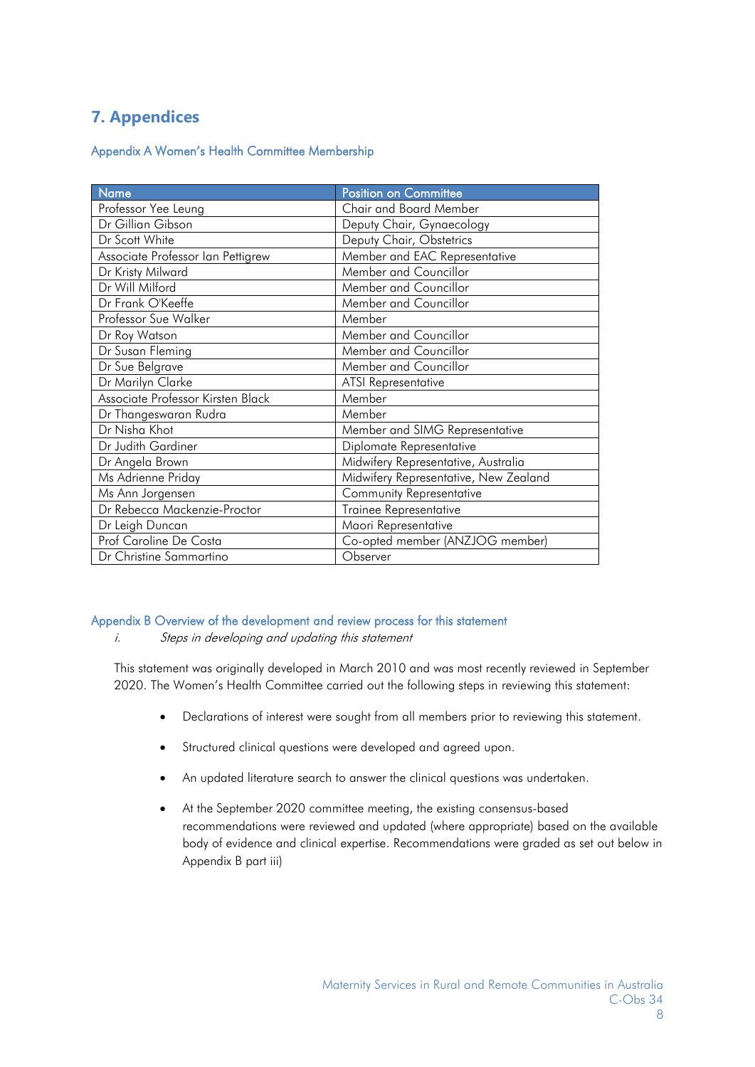## 7. Appendices

### Appendix A Women's Health Committee Membership

| Name | Position on Committee |
|---|---|
| Professor Yee Leung | Chair and Board Member |
| Dr Gillian Gibson | Deputy Chair, Gynaecology |
| Dr Scott White | Deputy Chair, Obstetrics |
| Associate Professor Ian Pettigrew | Member and EAC Representative |
| Dr Kristy Milward | Member and Councillor |
| Dr Will Milford | Member and Councillor |
| Dr Frank O'Keeffe | Member and Councillor |
| Professor Sue Walker | Member |
| Dr Roy Watson | Member and Councillor |
| Dr Susan Fleming | Member and Councillor |
| Dr Sue Belgrave | Member and Councillor |
| Dr Marilyn Clarke | ATSI Representative |
| Associate Professor Kirsten Black | Member |
| Dr Thangeswaran Rudra | Member |
| Dr Nisha Khot | Member and SIMG Representative |
| Dr Judith Gardiner | Diplomate Representative |
| Dr Angela Brown | Midwifery Representative, Australia |
| Ms Adrienne Priday | Midwifery Representative, New Zealand |
| Ms Ann Jorgensen | Community Representative |
| Dr Rebecca Mackenzie-Proctor | Trainee Representative |
| Dr Leigh Duncan | Maori Representative |
| Prof Caroline De Costa | Co-opted member (ANZJOG member) |
| Dr Christine Sammartino | Observer |

### Appendix B Overview of the development and review process for this statement

i. *Steps in developing and updating this statement*

This statement was originally developed in March 2010 and was most recently reviewed in September 2020. The Women's Health Committee carried out the following steps in reviewing this statement:

- Declarations of interest were sought from all members prior to reviewing this statement.
- Structured clinical questions were developed and agreed upon.
- An updated literature search to answer the clinical questions was undertaken.
- At the September 2020 committee meeting, the existing consensus-based recommendations were reviewed and updated (where appropriate) based on the available body of evidence and clinical expertise. Recommendations were graded as set out below in Appendix B part iii)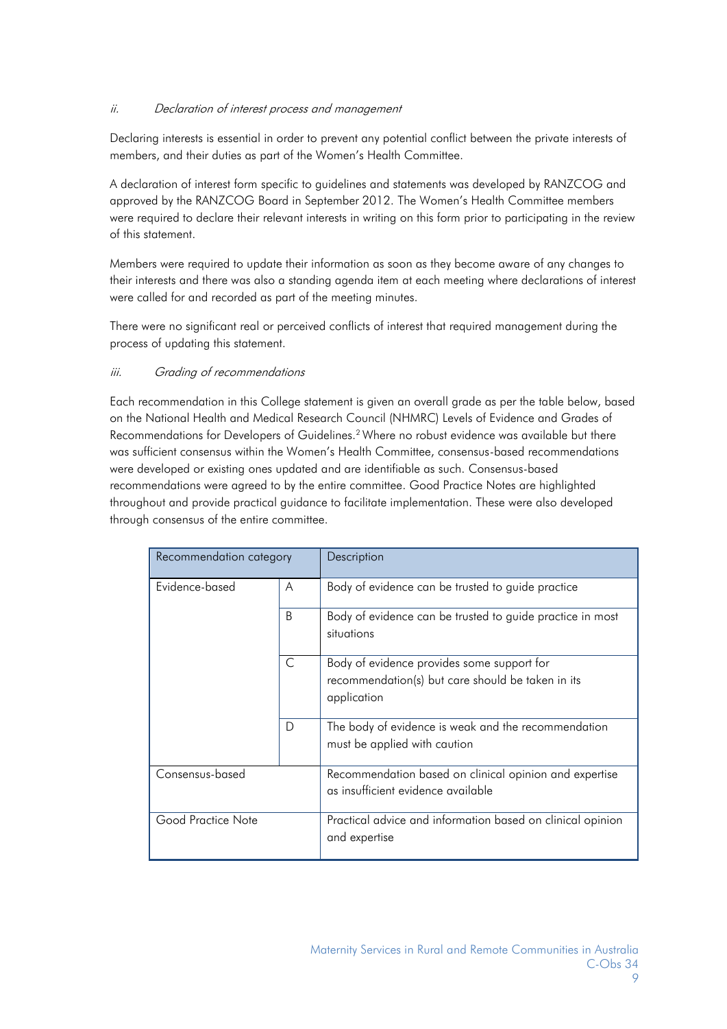*ii. Declaration of interest process and management*

Declaring interests is essential in order to prevent any potential conflict between the private interests of members, and their duties as part of the Women's Health Committee.

A declaration of interest form specific to guidelines and statements was developed by RANZCOG and approved by the RANZCOG Board in September 2012. The Women's Health Committee members were required to declare their relevant interests in writing on this form prior to participating in the review of this statement.

Members were required to update their information as soon as they become aware of any changes to their interests and there was also a standing agenda item at each meeting where declarations of interest were called for and recorded as part of the meeting minutes.

There were no significant real or perceived conflicts of interest that required management during the process of updating this statement.

*iii. Grading of recommendations*

Each recommendation in this College statement is given an overall grade as per the table below, based on the National Health and Medical Research Council (NHMRC) Levels of Evidence and Grades of Recommendations for Developers of Guidelines.[2] Where no robust evidence was available but there was sufficient consensus within the Women's Health Committee, consensus-based recommendations were developed or existing ones updated and are identifiable as such. Consensus-based recommendations were agreed to by the entire committee. Good Practice Notes are highlighted throughout and provide practical guidance to facilitate implementation. These were also developed through consensus of the entire committee.

| Recommendation category | | Description |
|---|---|---|
| Evidence-based | A | Body of evidence can be trusted to guide practice |
| | B | Body of evidence can be trusted to guide practice in most situations |
| | C | Body of evidence provides some support for recommendation(s) but care should be taken in its application |
| | D | The body of evidence is weak and the recommendation must be applied with caution |
| Consensus-based | | Recommendation based on clinical opinion and expertise as insufficient evidence available |
| Good Practice Note | | Practical advice and information based on clinical opinion and expertise |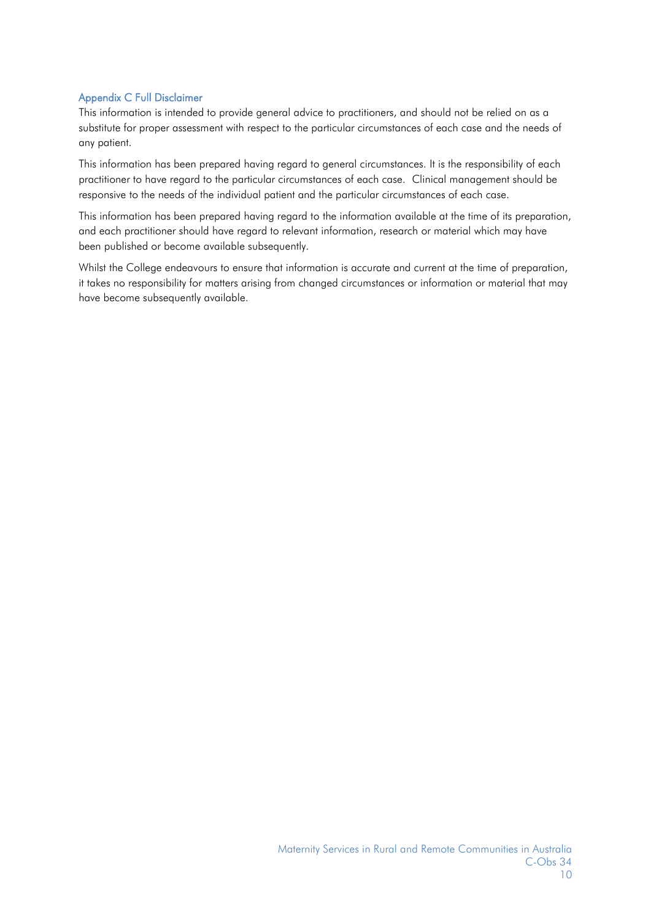## Appendix C Full Disclaimer

This information is intended to provide general advice to practitioners, and should not be relied on as a substitute for proper assessment with respect to the particular circumstances of each case and the needs of any patient.

This information has been prepared having regard to general circumstances. It is the responsibility of each practitioner to have regard to the particular circumstances of each case. Clinical management should be responsive to the needs of the individual patient and the particular circumstances of each case.

This information has been prepared having regard to the information available at the time of its preparation, and each practitioner should have regard to relevant information, research or material which may have been published or become available subsequently.

Whilst the College endeavours to ensure that information is accurate and current at the time of preparation, it takes no responsibility for matters arising from changed circumstances or information or material that may have become subsequently available.